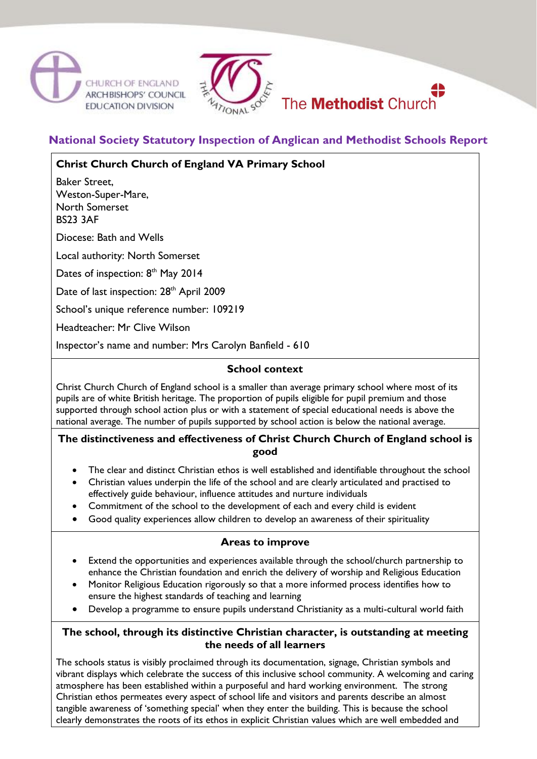CHURCH OF ENGLAND
ARCHBISHOPS' COUNCIL
EDUCATION DIVISION

THE NATIONAL SOCIETY

The **Methodist** Church

## National Society Statutory Inspection of Anglican and Methodist Schools Report

**Christ Church Church of England VA Primary School**

Baker Street,
Weston-Super-Mare,
North Somerset
BS23 3AF

Diocese: Bath and Wells

Local authority: North Somerset

Dates of inspection: 8th May 2014

Date of last inspection: 28th April 2009

School's unique reference number: 109219

Headteacher: Mr Clive Wilson

Inspector's name and number: Mrs Carolyn Banfield - 610

### School context

Christ Church Church of England school is a smaller than average primary school where most of its pupils are of white British heritage. The proportion of pupils eligible for pupil premium and those supported through school action plus or with a statement of special educational needs is above the national average. The number of pupils supported by school action is below the national average.

### The distinctiveness and effectiveness of Christ Church Church of England school is good

- The clear and distinct Christian ethos is well established and identifiable throughout the school
- Christian values underpin the life of the school and are clearly articulated and practised to effectively guide behaviour, influence attitudes and nurture individuals
- Commitment of the school to the development of each and every child is evident
- Good quality experiences allow children to develop an awareness of their spirituality

### Areas to improve

- Extend the opportunities and experiences available through the school/church partnership to enhance the Christian foundation and enrich the delivery of worship and Religious Education
- Monitor Religious Education rigorously so that a more informed process identifies how to ensure the highest standards of teaching and learning
- Develop a programme to ensure pupils understand Christianity as a multi-cultural world faith

### The school, through its distinctive Christian character, is outstanding at meeting the needs of all learners

The schools status is visibly proclaimed through its documentation, signage, Christian symbols and vibrant displays which celebrate the success of this inclusive school community. A welcoming and caring atmosphere has been established within a purposeful and hard working environment. The strong Christian ethos permeates every aspect of school life and visitors and parents describe an almost tangible awareness of 'something special' when they enter the building. This is because the school clearly demonstrates the roots of its ethos in explicit Christian values which are well embedded and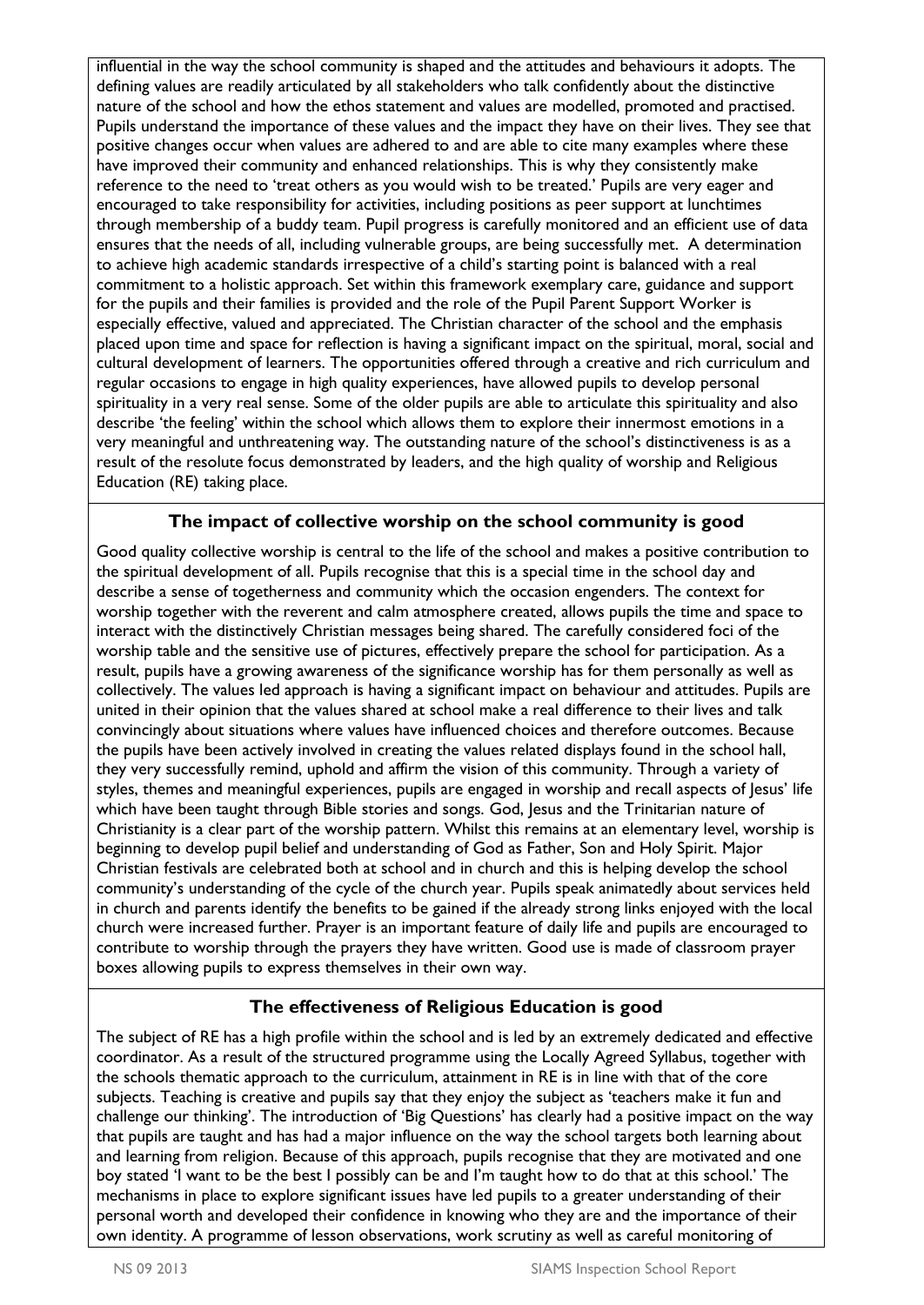influential in the way the school community is shaped and the attitudes and behaviours it adopts. The defining values are readily articulated by all stakeholders who talk confidently about the distinctive nature of the school and how the ethos statement and values are modelled, promoted and practised. Pupils understand the importance of these values and the impact they have on their lives. They see that positive changes occur when values are adhered to and are able to cite many examples where these have improved their community and enhanced relationships. This is why they consistently make reference to the need to 'treat others as you would wish to be treated.' Pupils are very eager and encouraged to take responsibility for activities, including positions as peer support at lunchtimes through membership of a buddy team. Pupil progress is carefully monitored and an efficient use of data ensures that the needs of all, including vulnerable groups, are being successfully met. A determination to achieve high academic standards irrespective of a child's starting point is balanced with a real commitment to a holistic approach. Set within this framework exemplary care, guidance and support for the pupils and their families is provided and the role of the Pupil Parent Support Worker is especially effective, valued and appreciated. The Christian character of the school and the emphasis placed upon time and space for reflection is having a significant impact on the spiritual, moral, social and cultural development of learners. The opportunities offered through a creative and rich curriculum and regular occasions to engage in high quality experiences, have allowed pupils to develop personal spirituality in a very real sense. Some of the older pupils are able to articulate this spirituality and also describe 'the feeling' within the school which allows them to explore their innermost emotions in a very meaningful and unthreatening way. The outstanding nature of the school's distinctiveness is as a result of the resolute focus demonstrated by leaders, and the high quality of worship and Religious Education (RE) taking place.

## The impact of collective worship on the school community is good

Good quality collective worship is central to the life of the school and makes a positive contribution to the spiritual development of all. Pupils recognise that this is a special time in the school day and describe a sense of togetherness and community which the occasion engenders. The context for worship together with the reverent and calm atmosphere created, allows pupils the time and space to interact with the distinctively Christian messages being shared. The carefully considered foci of the worship table and the sensitive use of pictures, effectively prepare the school for participation. As a result, pupils have a growing awareness of the significance worship has for them personally as well as collectively. The values led approach is having a significant impact on behaviour and attitudes. Pupils are united in their opinion that the values shared at school make a real difference to their lives and talk convincingly about situations where values have influenced choices and therefore outcomes. Because the pupils have been actively involved in creating the values related displays found in the school hall, they very successfully remind, uphold and affirm the vision of this community. Through a variety of styles, themes and meaningful experiences, pupils are engaged in worship and recall aspects of Jesus' life which have been taught through Bible stories and songs. God, Jesus and the Trinitarian nature of Christianity is a clear part of the worship pattern. Whilst this remains at an elementary level, worship is beginning to develop pupil belief and understanding of God as Father, Son and Holy Spirit. Major Christian festivals are celebrated both at school and in church and this is helping develop the school community's understanding of the cycle of the church year. Pupils speak animatedly about services held in church and parents identify the benefits to be gained if the already strong links enjoyed with the local church were increased further. Prayer is an important feature of daily life and pupils are encouraged to contribute to worship through the prayers they have written. Good use is made of classroom prayer boxes allowing pupils to express themselves in their own way.

## The effectiveness of Religious Education is good

The subject of RE has a high profile within the school and is led by an extremely dedicated and effective coordinator. As a result of the structured programme using the Locally Agreed Syllabus, together with the schools thematic approach to the curriculum, attainment in RE is in line with that of the core subjects. Teaching is creative and pupils say that they enjoy the subject as 'teachers make it fun and challenge our thinking'. The introduction of 'Big Questions' has clearly had a positive impact on the way that pupils are taught and has had a major influence on the way the school targets both learning about and learning from religion. Because of this approach, pupils recognise that they are motivated and one boy stated 'I want to be the best I possibly can be and I'm taught how to do that at this school.' The mechanisms in place to explore significant issues have led pupils to a greater understanding of their personal worth and developed their confidence in knowing who they are and the importance of their own identity. A programme of lesson observations, work scrutiny as well as careful monitoring of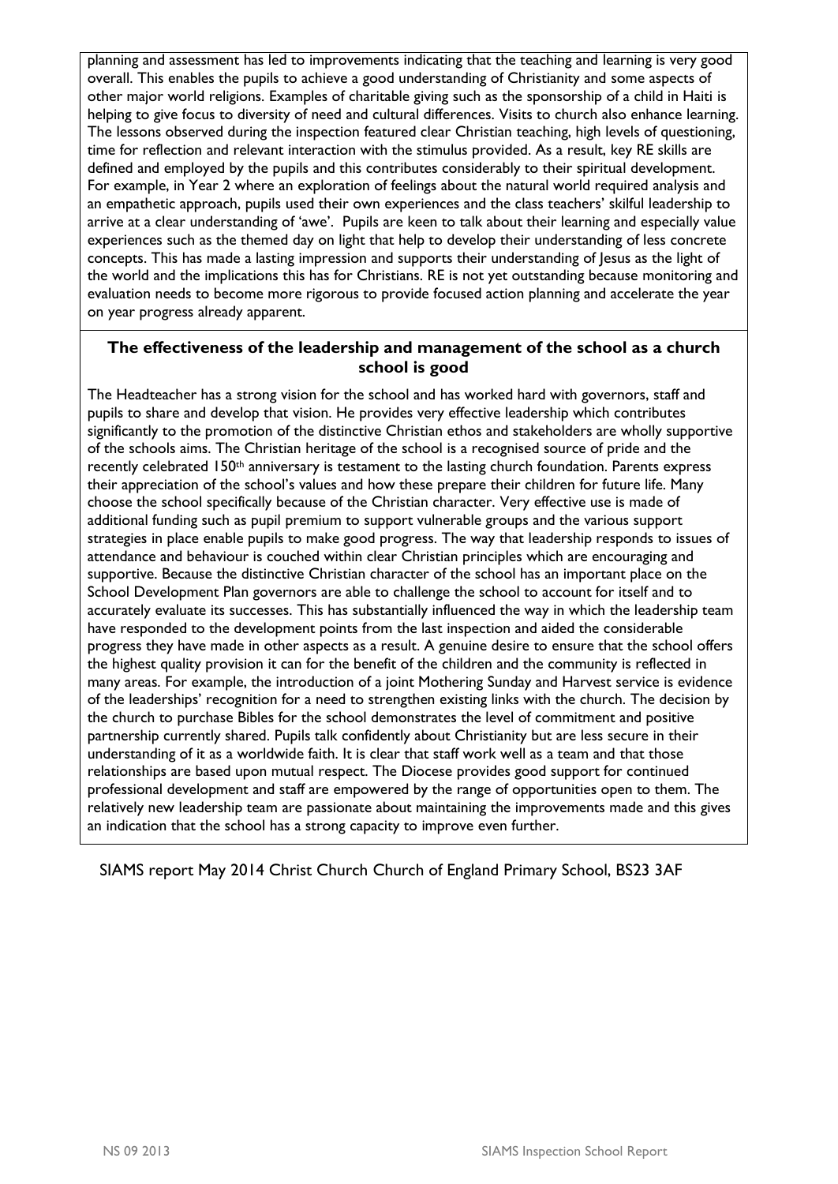planning and assessment has led to improvements indicating that the teaching and learning is very good overall. This enables the pupils to achieve a good understanding of Christianity and some aspects of other major world religions. Examples of charitable giving such as the sponsorship of a child in Haiti is helping to give focus to diversity of need and cultural differences. Visits to church also enhance learning. The lessons observed during the inspection featured clear Christian teaching, high levels of questioning, time for reflection and relevant interaction with the stimulus provided. As a result, key RE skills are defined and employed by the pupils and this contributes considerably to their spiritual development. For example, in Year 2 where an exploration of feelings about the natural world required analysis and an empathetic approach, pupils used their own experiences and the class teachers' skilful leadership to arrive at a clear understanding of 'awe'. Pupils are keen to talk about their learning and especially value experiences such as the themed day on light that help to develop their understanding of less concrete concepts. This has made a lasting impression and supports their understanding of Jesus as the light of the world and the implications this has for Christians. RE is not yet outstanding because monitoring and evaluation needs to become more rigorous to provide focused action planning and accelerate the year on year progress already apparent.

## The effectiveness of the leadership and management of the school as a church school is good

The Headteacher has a strong vision for the school and has worked hard with governors, staff and pupils to share and develop that vision. He provides very effective leadership which contributes significantly to the promotion of the distinctive Christian ethos and stakeholders are wholly supportive of the schools aims. The Christian heritage of the school is a recognised source of pride and the recently celebrated 150th anniversary is testament to the lasting church foundation. Parents express their appreciation of the school's values and how these prepare their children for future life. Many choose the school specifically because of the Christian character. Very effective use is made of additional funding such as pupil premium to support vulnerable groups and the various support strategies in place enable pupils to make good progress. The way that leadership responds to issues of attendance and behaviour is couched within clear Christian principles which are encouraging and supportive. Because the distinctive Christian character of the school has an important place on the School Development Plan governors are able to challenge the school to account for itself and to accurately evaluate its successes. This has substantially influenced the way in which the leadership team have responded to the development points from the last inspection and aided the considerable progress they have made in other aspects as a result. A genuine desire to ensure that the school offers the highest quality provision it can for the benefit of the children and the community is reflected in many areas. For example, the introduction of a joint Mothering Sunday and Harvest service is evidence of the leaderships' recognition for a need to strengthen existing links with the church. The decision by the church to purchase Bibles for the school demonstrates the level of commitment and positive partnership currently shared. Pupils talk confidently about Christianity but are less secure in their understanding of it as a worldwide faith. It is clear that staff work well as a team and that those relationships are based upon mutual respect. The Diocese provides good support for continued professional development and staff are empowered by the range of opportunities open to them. The relatively new leadership team are passionate about maintaining the improvements made and this gives an indication that the school has a strong capacity to improve even further.

SIAMS report May 2014 Christ Church Church of England Primary School, BS23 3AF